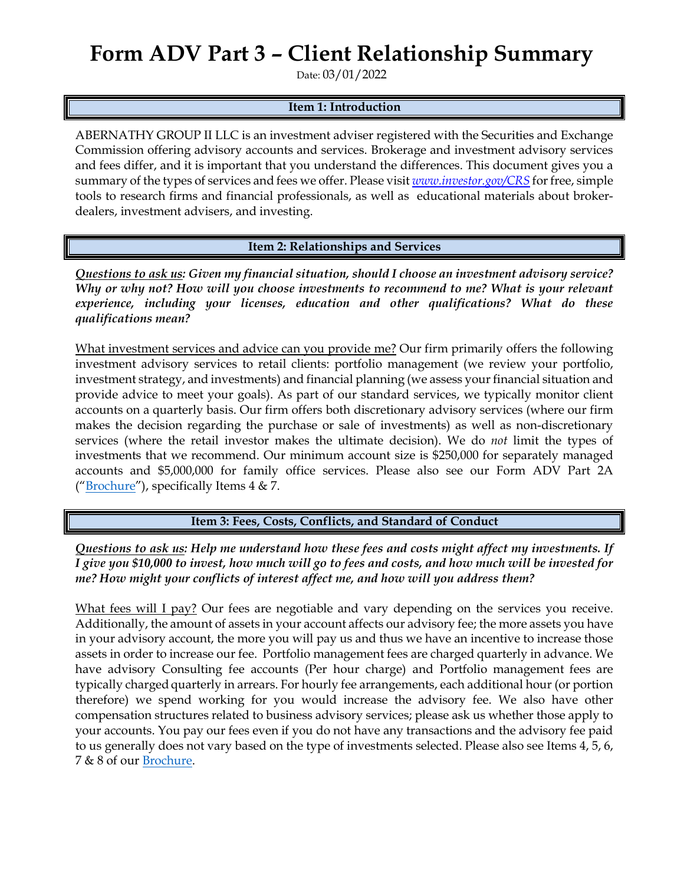# Form ADV Part 3 – Client Relationship Summary

Date: 03/01/2022

## Item 1: Introduction

ABERNATHY GROUP II LLC is an investment adviser registered with the Securities and Exchange Commission offering advisory accounts and services. Brokerage and investment advisory services and fees differ, and it is important that you understand the differences. This document gives you a summary of the types of services and fees we offer. Please visit *[www.investor.gov/CRS](http://www.investor.gov/CRS)* for free, simple tools to research firms and financial professionals, as well as educational materials about broker-dealers, investment advisers, and investing.

## Item 2: Relationships and Services

***Questions to ask us: Given my financial situation, should I choose an investment advisory service? Why or why not? How will you choose investments to recommend to me? What is your relevant experience, including your licenses, education and other qualifications? What do these qualifications mean?***

What investment services and advice can you provide me? Our firm primarily offers the following investment advisory services to retail clients: portfolio management (we review your portfolio, investment strategy, and investments) and financial planning (we assess your financial situation and provide advice to meet your goals). As part of our standard services, we typically monitor client accounts on a quarterly basis. Our firm offers both discretionary advisory services (where our firm makes the decision regarding the purchase or sale of investments) as well as non-discretionary services (where the retail investor makes the ultimate decision). We do *not* limit the types of investments that we recommend. Our minimum account size is $250,000 for separately managed accounts and $5,000,000 for family office services. Please also see our Form ADV Part 2A ("Brochure"), specifically Items 4 & 7.

## Item 3: Fees, Costs, Conflicts, and Standard of Conduct

***Questions to ask us: Help me understand how these fees and costs might affect my investments. If I give you $10,000 to invest, how much will go to fees and costs, and how much will be invested for me? How might your conflicts of interest affect me, and how will you address them?***

What fees will I pay? Our fees are negotiable and vary depending on the services you receive. Additionally, the amount of assets in your account affects our advisory fee; the more assets you have in your advisory account, the more you will pay us and thus we have an incentive to increase those assets in order to increase our fee. Portfolio management fees are charged quarterly in advance. We have advisory Consulting fee accounts (Per hour charge) and Portfolio management fees are typically charged quarterly in arrears. For hourly fee arrangements, each additional hour (or portion therefore) we spend working for you would increase the advisory fee. We also have other compensation structures related to business advisory services; please ask us whether those apply to your accounts. You pay our fees even if you do not have any transactions and the advisory fee paid to us generally does not vary based on the type of investments selected. Please also see Items 4, 5, 6, 7 & 8 of our Brochure.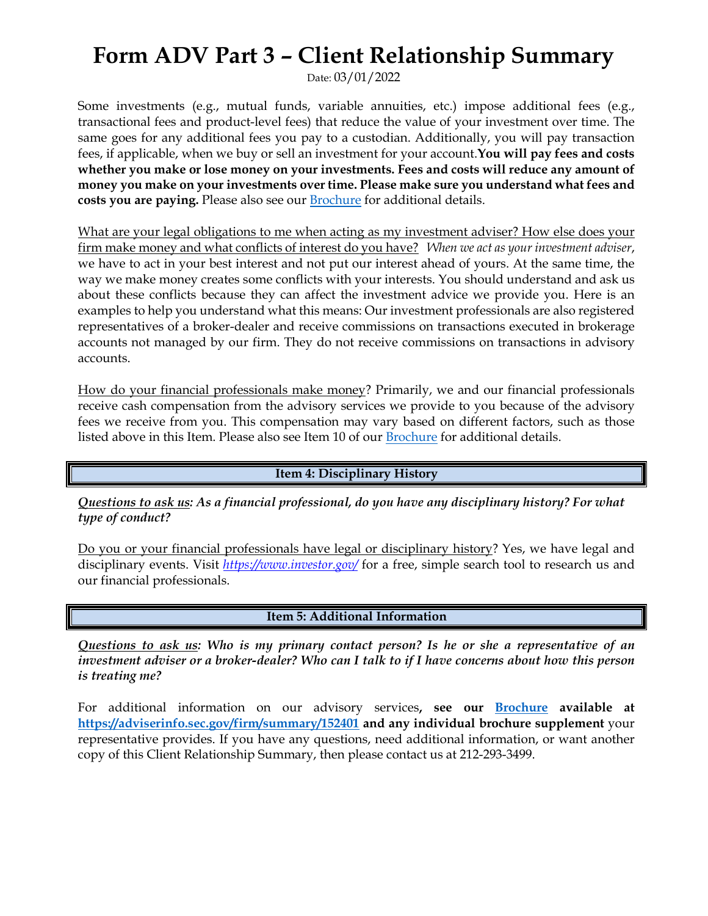# Form ADV Part 3 – Client Relationship Summary

Date: 03/01/2022

Some investments (e.g., mutual funds, variable annuities, etc.) impose additional fees (e.g., transactional fees and product-level fees) that reduce the value of your investment over time. The same goes for any additional fees you pay to a custodian. Additionally, you will pay transaction fees, if applicable, when we buy or sell an investment for your account.**You will pay fees and costs whether you make or lose money on your investments. Fees and costs will reduce any amount of money you make on your investments over time. Please make sure you understand what fees and costs you are paying.** Please also see our Brochure for additional details.

What are your legal obligations to me when acting as my investment adviser? How else does your firm make money and what conflicts of interest do you have? *When we act as your investment adviser*, we have to act in your best interest and not put our interest ahead of yours. At the same time, the way we make money creates some conflicts with your interests. You should understand and ask us about these conflicts because they can affect the investment advice we provide you. Here is an examples to help you understand what this means: Our investment professionals are also registered representatives of a broker-dealer and receive commissions on transactions executed in brokerage accounts not managed by our firm. They do not receive commissions on transactions in advisory accounts.

How do your financial professionals make money? Primarily, we and our financial professionals receive cash compensation from the advisory services we provide to you because of the advisory fees we receive from you. This compensation may vary based on different factors, such as those listed above in this Item. Please also see Item 10 of our Brochure for additional details.

## Item 4: Disciplinary History

***Questions to ask us: As a financial professional, do you have any disciplinary history? For what type of conduct?***

Do you or your financial professionals have legal or disciplinary history? Yes, we have legal and disciplinary events. Visit *https://www.investor.gov/* for a free, simple search tool to research us and our financial professionals.

## Item 5: Additional Information

***Questions to ask us: Who is my primary contact person? Is he or she a representative of an investment adviser or a broker-dealer? Who can I talk to if I have concerns about how this person is treating me?***

For additional information on our advisory services**, see our Brochure available at https://adviserinfo.sec.gov/firm/summary/152401 and any individual brochure supplement** your representative provides. If you have any questions, need additional information, or want another copy of this Client Relationship Summary, then please contact us at 212-293-3499.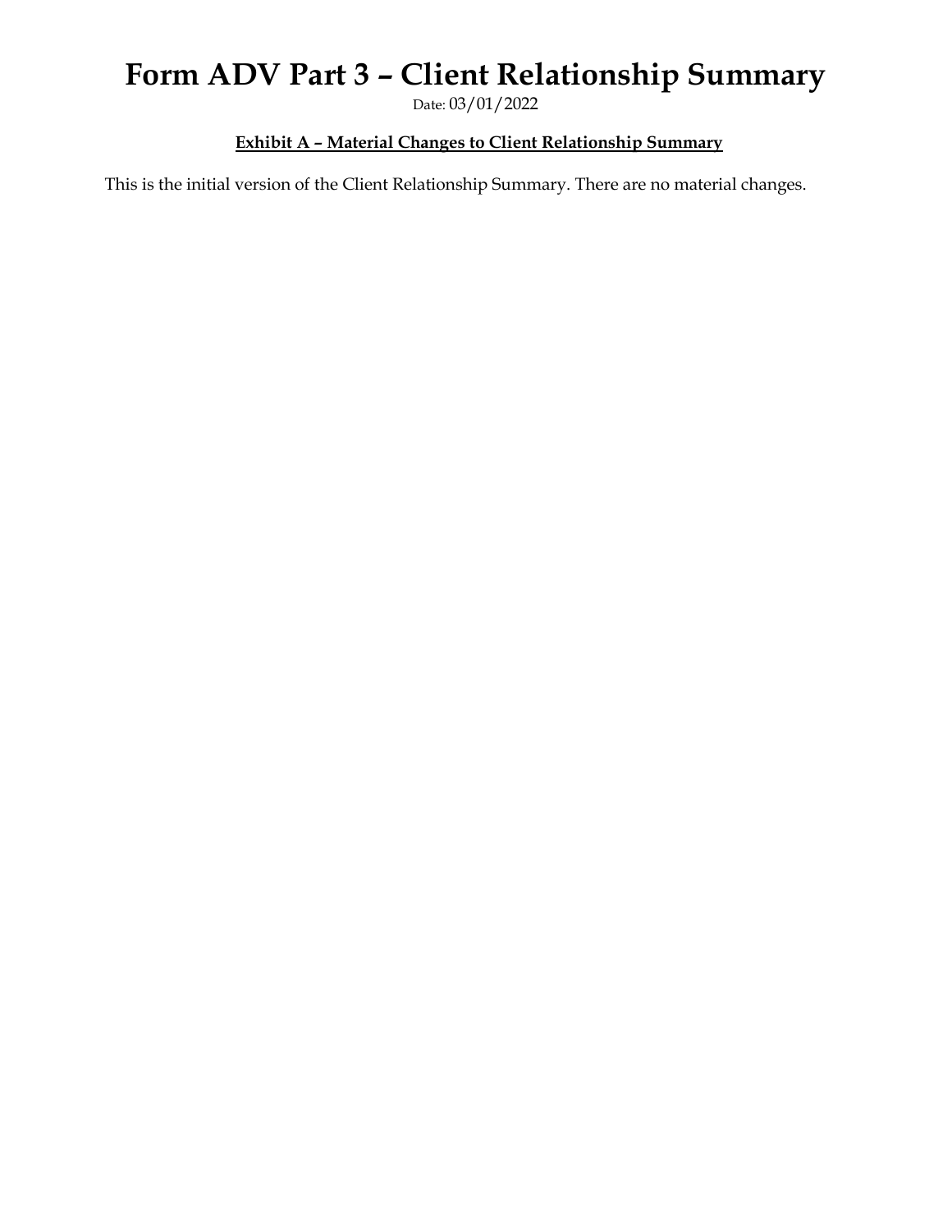# Form ADV Part 3 – Client Relationship Summary

Date: 03/01/2022

**Exhibit A – Material Changes to Client Relationship Summary**

This is the initial version of the Client Relationship Summary. There are no material changes.